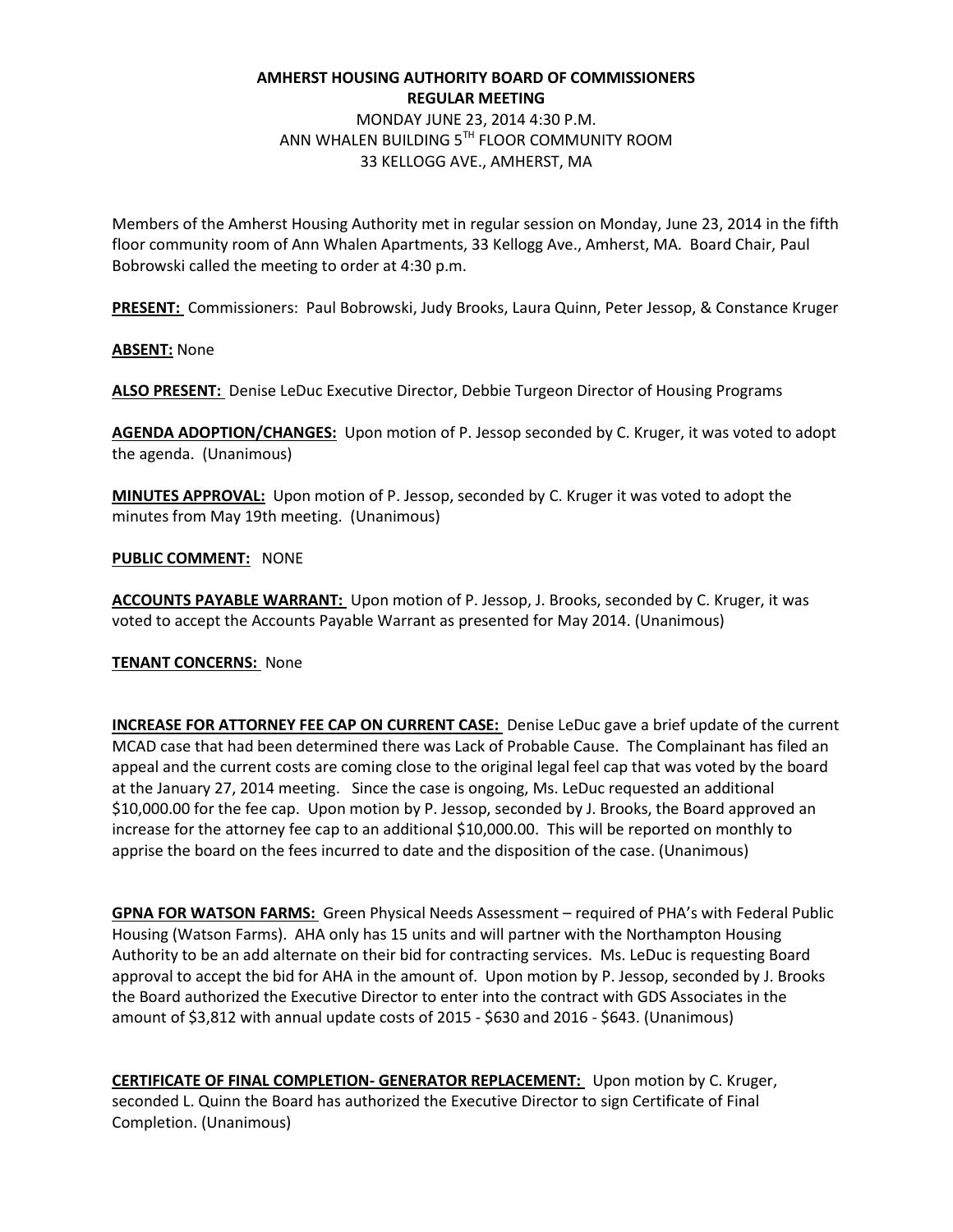**AMHERST HOUSING AUTHORITY BOARD OF COMMISSIONERS**
**REGULAR MEETING**
MONDAY JUNE 23, 2014 4:30 P.M.
ANN WHALEN BUILDING 5TH FLOOR COMMUNITY ROOM
33 KELLOGG AVE., AMHERST, MA

Members of the Amherst Housing Authority met in regular session on Monday, June 23, 2014 in the fifth floor community room of Ann Whalen Apartments, 33 Kellogg Ave., Amherst, MA. Board Chair, Paul Bobrowski called the meeting to order at 4:30 p.m.

**PRESENT:** Commissioners: Paul Bobrowski, Judy Brooks, Laura Quinn, Peter Jessop, & Constance Kruger

**ABSENT:** None

**ALSO PRESENT:** Denise LeDuc Executive Director, Debbie Turgeon Director of Housing Programs

**AGENDA ADOPTION/CHANGES:** Upon motion of P. Jessop seconded by C. Kruger, it was voted to adopt the agenda. (Unanimous)

**MINUTES APPROVAL:** Upon motion of P. Jessop, seconded by C. Kruger it was voted to adopt the minutes from May 19th meeting. (Unanimous)

**PUBLIC COMMENT:** NONE

**ACCOUNTS PAYABLE WARRANT:** Upon motion of P. Jessop, J. Brooks, seconded by C. Kruger, it was voted to accept the Accounts Payable Warrant as presented for May 2014. (Unanimous)

**TENANT CONCERNS:** None

**INCREASE FOR ATTORNEY FEE CAP ON CURRENT CASE:** Denise LeDuc gave a brief update of the current MCAD case that had been determined there was Lack of Probable Cause. The Complainant has filed an appeal and the current costs are coming close to the original legal feel cap that was voted by the board at the January 27, 2014 meeting. Since the case is ongoing, Ms. LeDuc requested an additional $10,000.00 for the fee cap. Upon motion by P. Jessop, seconded by J. Brooks, the Board approved an increase for the attorney fee cap to an additional $10,000.00. This will be reported on monthly to apprise the board on the fees incurred to date and the disposition of the case. (Unanimous)

**GPNA FOR WATSON FARMS:** Green Physical Needs Assessment – required of PHA's with Federal Public Housing (Watson Farms). AHA only has 15 units and will partner with the Northampton Housing Authority to be an add alternate on their bid for contracting services. Ms. LeDuc is requesting Board approval to accept the bid for AHA in the amount of. Upon motion by P. Jessop, seconded by J. Brooks the Board authorized the Executive Director to enter into the contract with GDS Associates in the amount of $3,812 with annual update costs of 2015 - $630 and 2016 - $643. (Unanimous)

**CERTIFICATE OF FINAL COMPLETION- GENERATOR REPLACEMENT:** Upon motion by C. Kruger, seconded L. Quinn the Board has authorized the Executive Director to sign Certificate of Final Completion. (Unanimous)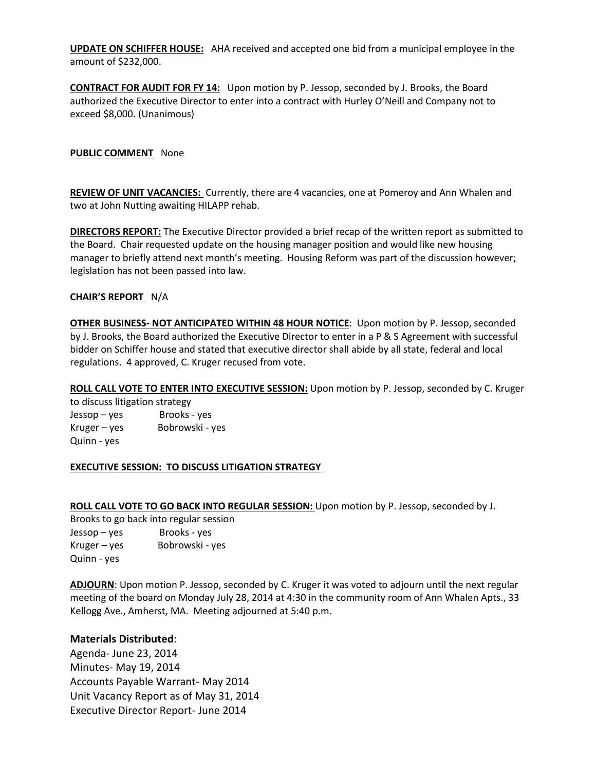**UPDATE ON SCHIFFER HOUSE:** AHA received and accepted one bid from a municipal employee in the amount of $232,000.

**CONTRACT FOR AUDIT FOR FY 14:** Upon motion by P. Jessop, seconded by J. Brooks, the Board authorized the Executive Director to enter into a contract with Hurley O'Neill and Company not to exceed $8,000. (Unanimous)

**PUBLIC COMMENT** None

**REVIEW OF UNIT VACANCIES:** Currently, there are 4 vacancies, one at Pomeroy and Ann Whalen and two at John Nutting awaiting HILAPP rehab.

**DIRECTORS REPORT:** The Executive Director provided a brief recap of the written report as submitted to the Board. Chair requested update on the housing manager position and would like new housing manager to briefly attend next month's meeting. Housing Reform was part of the discussion however; legislation has not been passed into law.

**CHAIR'S REPORT** N/A

**OTHER BUSINESS- NOT ANTICIPATED WITHIN 48 HOUR NOTICE**: Upon motion by P. Jessop, seconded by J. Brooks, the Board authorized the Executive Director to enter in a P & S Agreement with successful bidder on Schiffer house and stated that executive director shall abide by all state, federal and local regulations. 4 approved, C. Kruger recused from vote.

**ROLL CALL VOTE TO ENTER INTO EXECUTIVE SESSION:** Upon motion by P. Jessop, seconded by C. Kruger to discuss litigation strategy

Jessop – yes  Brooks - yes
Kruger – yes  Bobrowski - yes
Quinn - yes

**EXECUTIVE SESSION: TO DISCUSS LITIGATION STRATEGY**

**ROLL CALL VOTE TO GO BACK INTO REGULAR SESSION:** Upon motion by P. Jessop, seconded by J. Brooks to go back into regular session

Jessop – yes  Brooks - yes
Kruger – yes  Bobrowski - yes
Quinn - yes

**ADJOURN**: Upon motion P. Jessop, seconded by C. Kruger it was voted to adjourn until the next regular meeting of the board on Monday July 28, 2014 at 4:30 in the community room of Ann Whalen Apts., 33 Kellogg Ave., Amherst, MA. Meeting adjourned at 5:40 p.m.

**Materials Distributed**:
Agenda- June 23, 2014
Minutes- May 19, 2014
Accounts Payable Warrant- May 2014
Unit Vacancy Report as of May 31, 2014
Executive Director Report- June 2014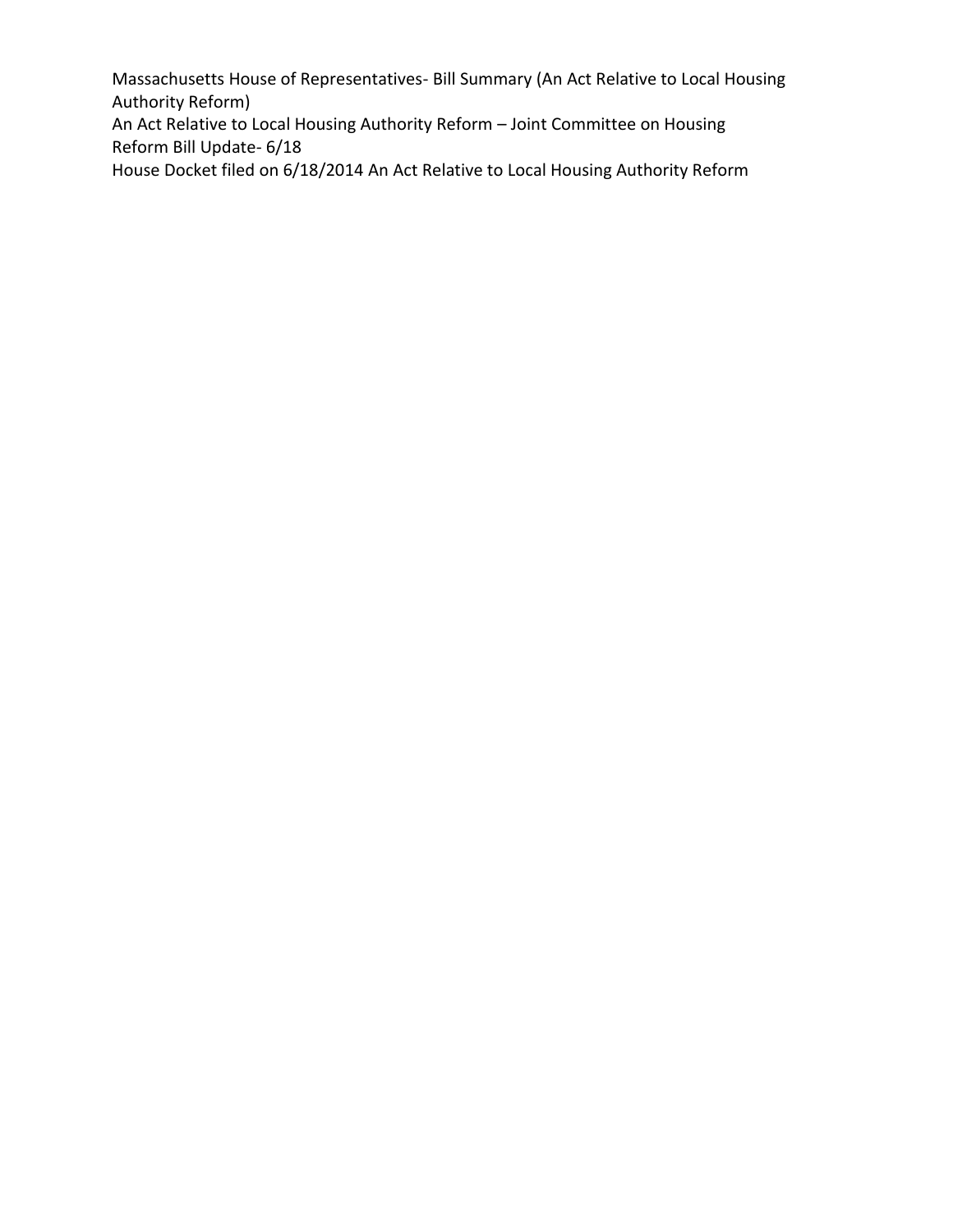Massachusetts House of Representatives- Bill Summary (An Act Relative to Local Housing Authority Reform)

An Act Relative to Local Housing Authority Reform – Joint Committee on Housing

Reform Bill Update- 6/18

House Docket filed on 6/18/2014 An Act Relative to Local Housing Authority Reform